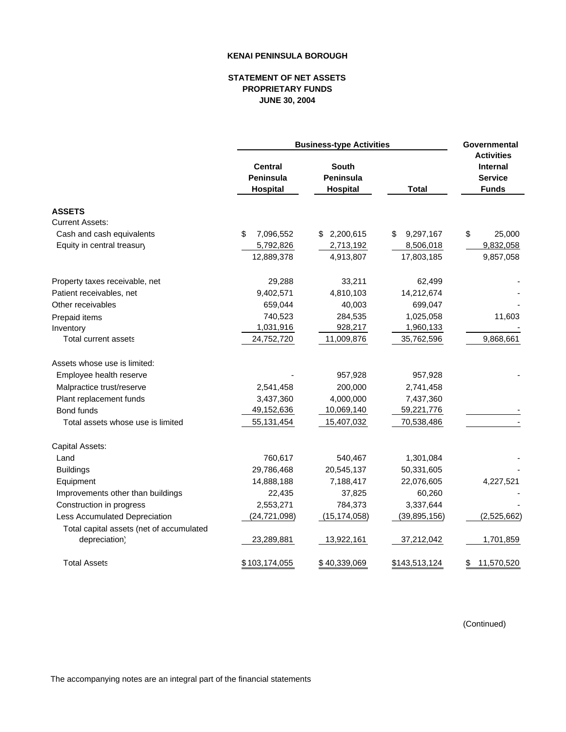**KENAI PENINSULA BOROUGH**

**STATEMENT OF NET ASSETS**
**PROPRIETARY FUNDS**
**JUNE 30, 2004**

| | Business-type Activities | | | Governmental Activities |
|---|---|---|---|---|
| | **Central Peninsula Hospital** | **South Peninsula Hospital** | **Total** | **Internal Service Funds** |
| **ASSETS** | | | | |
| Current Assets: | | | | |
| Cash and cash equivalents | $ 7,096,552 | $ 2,200,615 | $ 9,297,167 | $ 25,000 |
| Equity in central treasury | 5,792,826 | 2,713,192 | 8,506,018 | 9,832,058 |
| | 12,889,378 | 4,913,807 | 17,803,185 | 9,857,058 |
| Property taxes receivable, net | 29,288 | 33,211 | 62,499 | - |
| Patient receivables, net | 9,402,571 | 4,810,103 | 14,212,674 | - |
| Other receivables | 659,044 | 40,003 | 699,047 | - |
| Prepaid items | 740,523 | 284,535 | 1,025,058 | 11,603 |
| Inventory | 1,031,916 | 928,217 | 1,960,133 | - |
| Total current assets | 24,752,720 | 11,009,876 | 35,762,596 | 9,868,661 |
| Assets whose use is limited: | | | | |
| Employee health reserve | - | 957,928 | 957,928 | - |
| Malpractice trust/reserve | 2,541,458 | 200,000 | 2,741,458 | |
| Plant replacement funds | 3,437,360 | 4,000,000 | 7,437,360 | |
| Bond funds | 49,152,636 | 10,069,140 | 59,221,776 | - |
| Total assets whose use is limited | 55,131,454 | 15,407,032 | 70,538,486 | - |
| Capital Assets: | | | | |
| Land | 760,617 | 540,467 | 1,301,084 | - |
| Buildings | 29,786,468 | 20,545,137 | 50,331,605 | - |
| Equipment | 14,888,188 | 7,188,417 | 22,076,605 | 4,227,521 |
| Improvements other than buildings | 22,435 | 37,825 | 60,260 | - |
| Construction in progress | 2,553,271 | 784,373 | 3,337,644 | - |
| Less Accumulated Depreciation | (24,721,098) | (15,174,058) | (39,895,156) | (2,525,662) |
| Total capital assets (net of accumulated depreciation) | 23,289,881 | 13,922,161 | 37,212,042 | 1,701,859 |
| Total Assets | $ 103,174,055 | $ 40,339,069 | $ 143,513,124 | $ 11,570,520 |

(Continued)

The accompanying notes are an integral part of the financial statements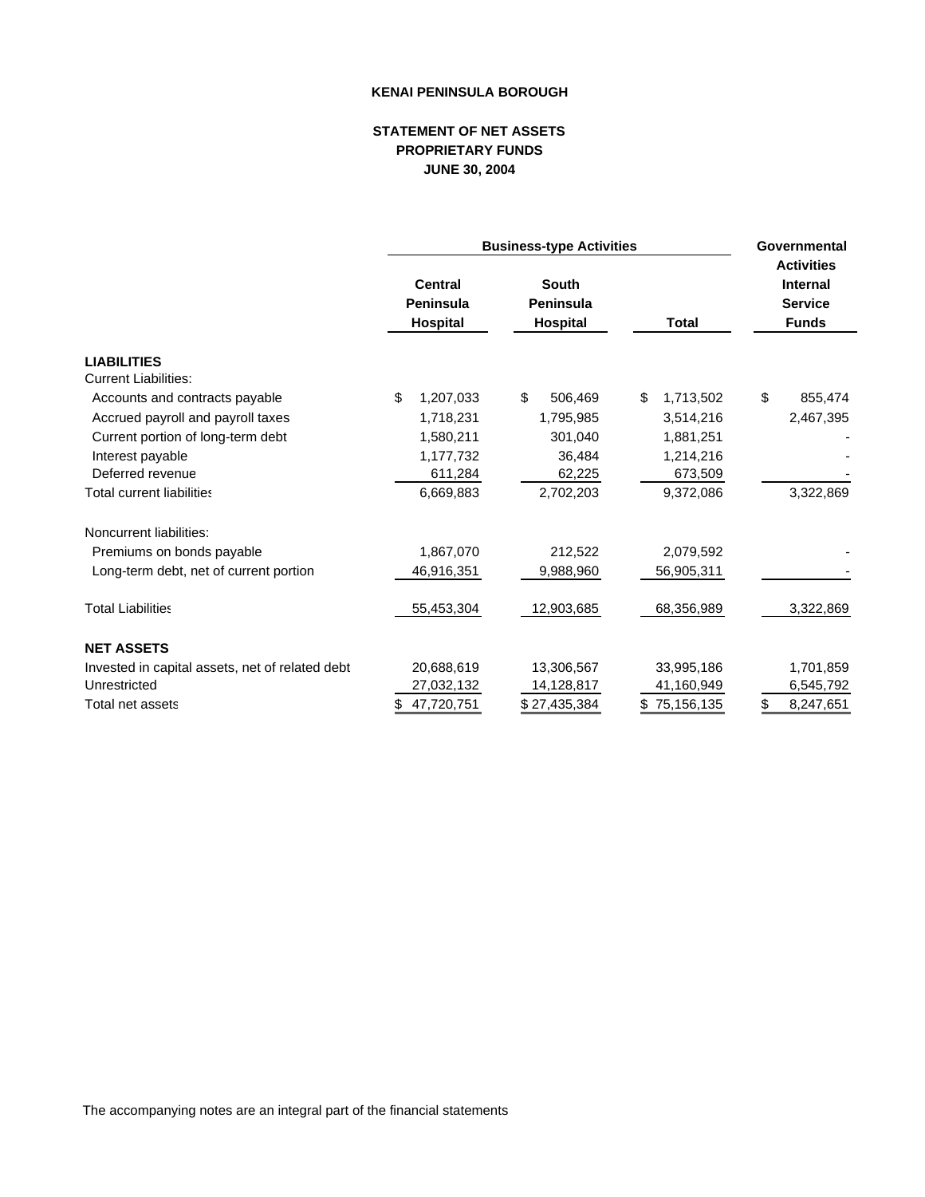**KENAI PENINSULA BOROUGH**

**STATEMENT OF NET ASSETS**
**PROPRIETARY FUNDS**
**JUNE 30, 2004**

| | Business-type Activities | | | Governmental Activities |
|---|---|---|---|---|
| | Central Peninsula Hospital | South Peninsula Hospital | Total | Internal Service Funds |
| **LIABILITIES** | | | | |
| Current Liabilities: | | | | |
| Accounts and contracts payable | $ 1,207,033 | $ 506,469 | $ 1,713,502 | $ 855,474 |
| Accrued payroll and payroll taxes | 1,718,231 | 1,795,985 | 3,514,216 | 2,467,395 |
| Current portion of long-term debt | 1,580,211 | 301,040 | 1,881,251 | - |
| Interest payable | 1,177,732 | 36,484 | 1,214,216 | - |
| Deferred revenue | 611,284 | 62,225 | 673,509 | - |
| Total current liabilities | 6,669,883 | 2,702,203 | 9,372,086 | 3,322,869 |
| Noncurrent liabilities: | | | | |
| Premiums on bonds payable | 1,867,070 | 212,522 | 2,079,592 | - |
| Long-term debt, net of current portion | 46,916,351 | 9,988,960 | 56,905,311 | - |
| Total Liabilities | 55,453,304 | 12,903,685 | 68,356,989 | 3,322,869 |
| **NET ASSETS** | | | | |
| Invested in capital assets, net of related debt | 20,688,619 | 13,306,567 | 33,995,186 | 1,701,859 |
| Unrestricted | 27,032,132 | 14,128,817 | 41,160,949 | 6,545,792 |
| Total net assets | $ 47,720,751 | $ 27,435,384 | $ 75,156,135 | $ 8,247,651 |

The accompanying notes are an integral part of the financial statements